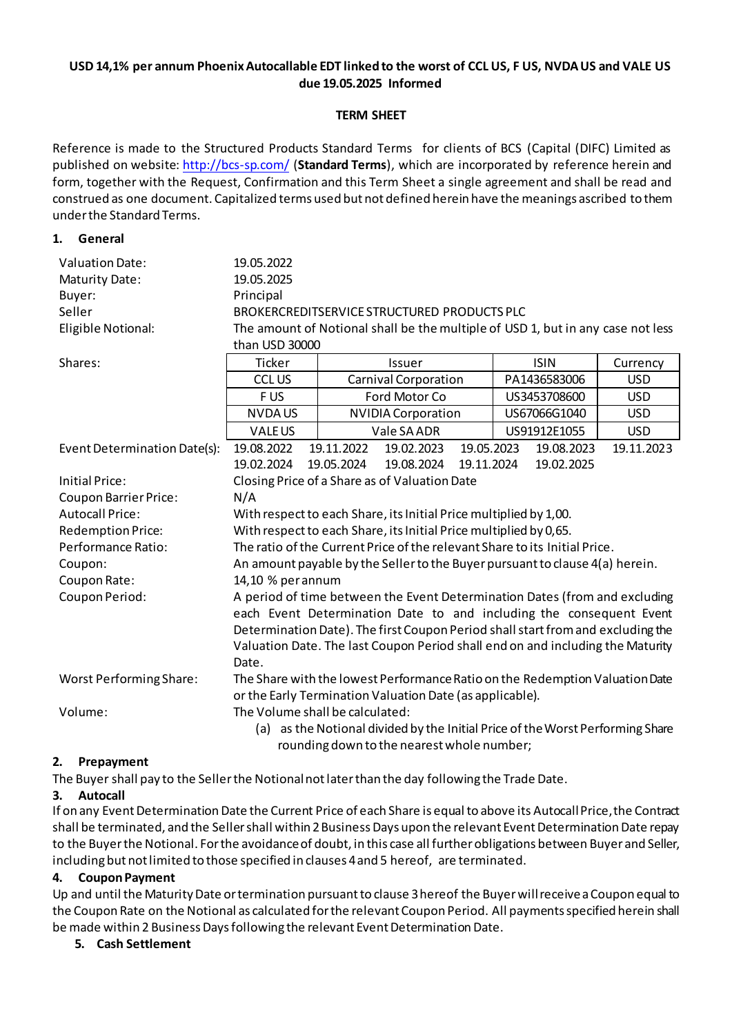**USD 14,1% per annum Phoenix Autocallable EDT linked to the worst of CCL US, F US, NVDA US and VALE US due 19.05.2025 Informed**

**TERM SHEET**

Reference is made to the Structured Products Standard Terms for clients of BCS (Capital (DIFC) Limited as published on website: http://bcs-sp.com/ (**Standard Terms**), which are incorporated by reference herein and form, together with the Request, Confirmation and this Term Sheet a single agreement and shall be read and construed as one document. Capitalized terms used but not defined herein have the meanings ascribed to them under the Standard Terms.

**1. General**

| | |
|---|---|
| Valuation Date: | 19.05.2022 |
| Maturity Date: | 19.05.2025 |
| Buyer: | Principal |
| Seller | BROKERCREDITSERVICE STRUCTURED PRODUCTS PLC |
| Eligible Notional: | The amount of Notional shall be the multiple of USD 1, but in any case not less than USD 30000 |

Shares:

| Ticker | Issuer | ISIN | Currency |
|---|---|---|---|
| CCL US | Carnival Corporation | PA1436583006 | USD |
| F US | Ford Motor Co | US3453708600 | USD |
| NVDA US | NVIDIA Corporation | US67066G1040 | USD |
| VALE US | Vale SA ADR | US91912E1055 | USD |

| | |
|---|---|
| Event Determination Date(s): | 19.08.2022, 19.11.2022, 19.02.2023, 19.05.2023, 19.08.2023, 19.11.2023, 19.02.2024, 19.05.2024, 19.08.2024, 19.11.2024, 19.02.2025 |
| Initial Price: | Closing Price of a Share as of Valuation Date |
| Coupon Barrier Price: | N/A |
| Autocall Price: | With respect to each Share, its Initial Price multiplied by 1,00. |
| Redemption Price: | With respect to each Share, its Initial Price multiplied by 0,65. |
| Performance Ratio: | The ratio of the Current Price of the relevant Share to its Initial Price. |
| Coupon: | An amount payable by the Seller to the Buyer pursuant to clause 4(a) herein. |
| Coupon Rate: | 14,10 % per annum |
| Coupon Period: | A period of time between the Event Determination Dates (from and excluding each Event Determination Date to and including the consequent Event Determination Date). The first Coupon Period shall start from and excluding the Valuation Date. The last Coupon Period shall end on and including the Maturity Date. |
| Worst Performing Share: | The Share with the lowest Performance Ratio on the Redemption Valuation Date or the Early Termination Valuation Date (as applicable). |
| Volume: | The Volume shall be calculated: (a) as the Notional divided by the Initial Price of the Worst Performing Share rounding down to the nearest whole number; |

**2. Prepayment**

The Buyer shall pay to the Seller the Notional not later than the day following the Trade Date.

**3. Autocall**

If on any Event Determination Date the Current Price of each Share is equal to above its Autocall Price, the Contract shall be terminated, and the Seller shall within 2 Business Days upon the relevant Event Determination Date repay to the Buyer the Notional. For the avoidance of doubt, in this case all further obligations between Buyer and Seller, including but not limited to those specified in clauses 4 and 5 hereof, are terminated.

**4. Coupon Payment**

Up and until the Maturity Date or termination pursuant to clause 3 hereof the Buyer will receive a Coupon equal to the Coupon Rate on the Notional as calculated for the relevant Coupon Period. All payments specified herein shall be made within 2 Business Days following the relevant Event Determination Date.

**5. Cash Settlement**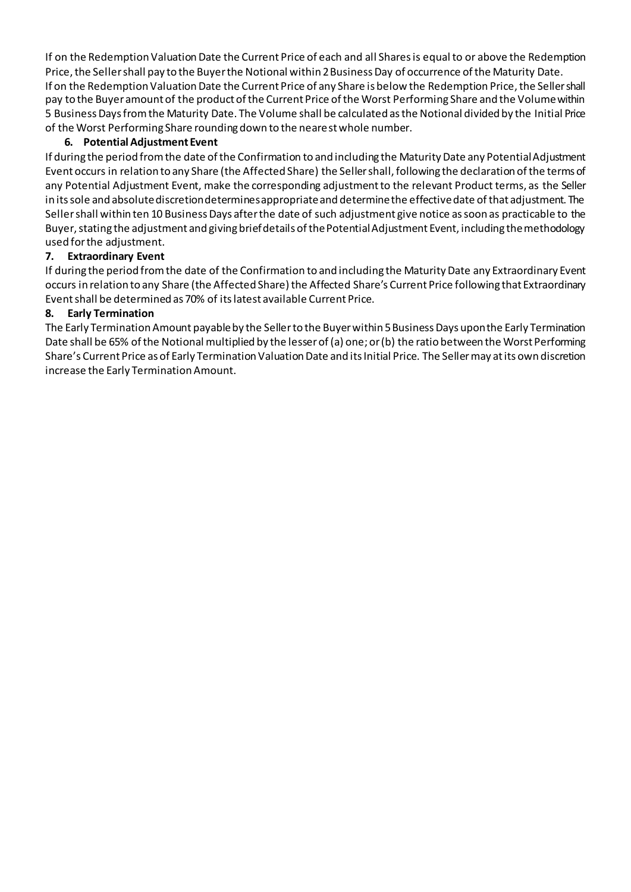If on the Redemption Valuation Date the Current Price of each and all Shares is equal to or above the Redemption Price, the Seller shall pay to the Buyer the Notional within 2 Business Day of occurrence of the Maturity Date.
If on the Redemption Valuation Date the Current Price of any Share is below the Redemption Price, the Seller shall pay to the Buyer amount of the product of the Current Price of the Worst Performing Share and the Volume within 5 Business Days from the Maturity Date. The Volume shall be calculated as the Notional divided by the Initial Price of the Worst Performing Share rounding down to the nearest whole number.

**6. Potential Adjustment Event**

If during the period from the date of the Confirmation to and including the Maturity Date any Potential Adjustment Event occurs in relation to any Share (the Affected Share) the Seller shall, following the declaration of the terms of any Potential Adjustment Event, make the corresponding adjustment to the relevant Product terms, as the Seller in its sole and absolute discretion determines appropriate and determine the effective date of that adjustment. The Seller shall within ten 10 Business Days after the date of such adjustment give notice as soon as practicable to the Buyer, stating the adjustment and giving brief details of the Potential Adjustment Event, including the methodology used for the adjustment.

**7. Extraordinary Event**

If during the period from the date of the Confirmation to and including the Maturity Date any Extraordinary Event occurs in relation to any Share (the Affected Share) the Affected Share's Current Price following that Extraordinary Event shall be determined as 70% of its latest available Current Price.

**8. Early Termination**

The Early Termination Amount payable by the Seller to the Buyer within 5 Business Days upon the Early Termination Date shall be 65% of the Notional multiplied by the lesser of (a) one; or (b) the ratio between the Worst Performing Share's Current Price as of Early Termination Valuation Date and its Initial Price. The Seller may at its own discretion increase the Early Termination Amount.